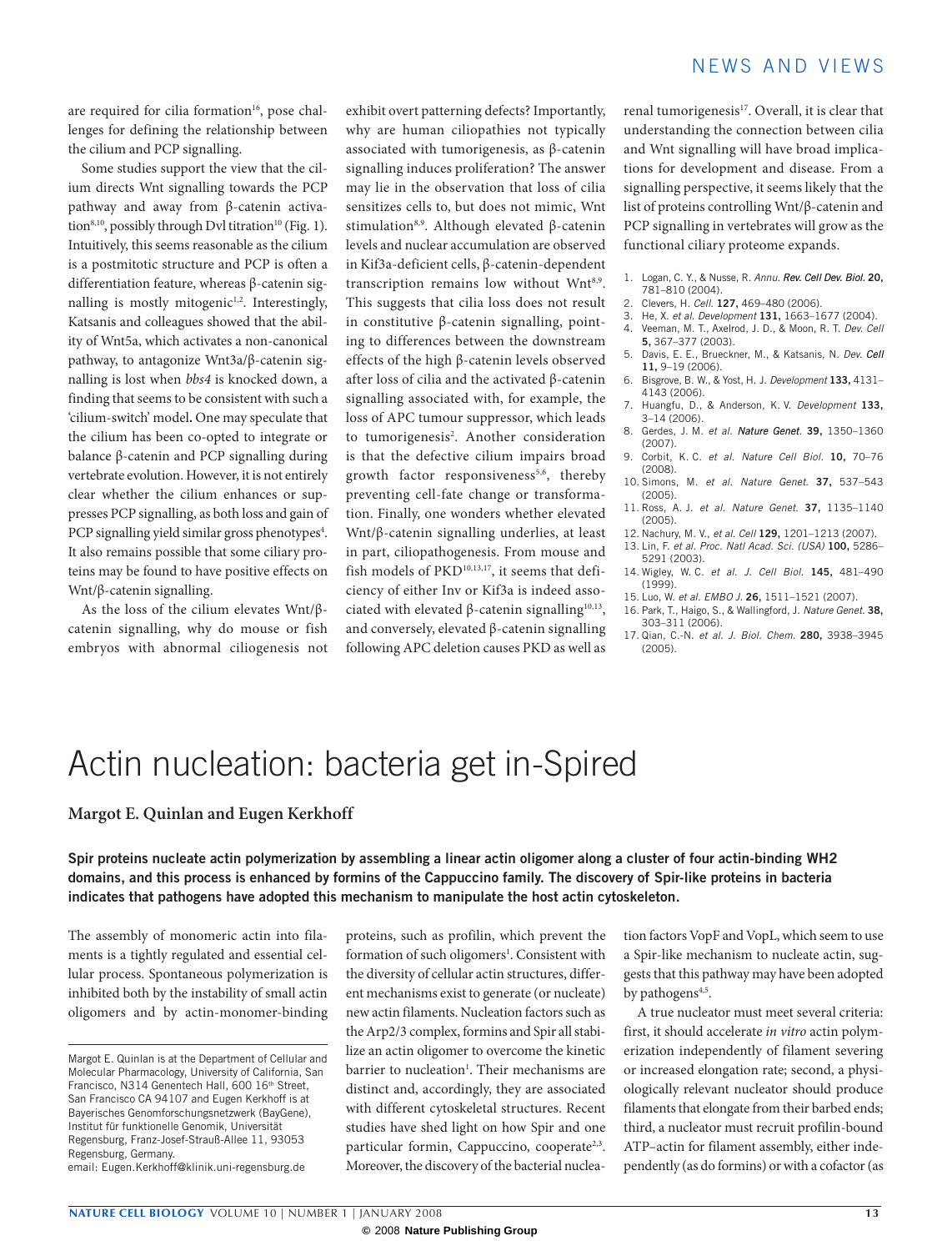are required for cilia formation[16], pose challenges for defining the relationship between the cilium and PCP signalling.

Some studies support the view that the cilium directs Wnt signalling towards the PCP pathway and away from β-catenin activation[8,10], possibly through Dvl titration[10] (Fig. 1). Intuitively, this seems reasonable as the cilium is a postmitotic structure and PCP is often a differentiation feature, whereas β-catenin signalling is mostly mitogenic[1,2]. Interestingly, Katsanis and colleagues showed that the ability of Wnt5a, which activates a non-canonical pathway, to antagonize Wnt3a/β-catenin signalling is lost when *bbs4* is knocked down, a finding that seems to be consistent with such a 'cilium-switch' model**.** One may speculate that the cilium has been co-opted to integrate or balance β-catenin and PCP signalling during vertebrate evolution. However, it is not entirely clear whether the cilium enhances or suppresses PCP signalling, as both loss and gain of PCP signalling yield similar gross phenotypes[4]. It also remains possible that some ciliary proteins may be found to have positive effects on Wnt/β-catenin signalling.

As the loss of the cilium elevates Wnt/β-catenin signalling, why do mouse or fish embryos with abnormal ciliogenesis not exhibit overt patterning defects? Importantly, why are human ciliopathies not typically associated with tumorigenesis, as β-catenin signalling induces proliferation? The answer may lie in the observation that loss of cilia sensitizes cells to, but does not mimic, Wnt stimulation[8,9]. Although elevated β-catenin levels and nuclear accumulation are observed in Kif3a-deficient cells, β-catenin-dependent transcription remains low without Wnt[8,9]. This suggests that cilia loss does not result in constitutive β-catenin signalling, pointing to differences between the downstream effects of the high β-catenin levels observed after loss of cilia and the activated β-catenin signalling associated with, for example, the loss of APC tumour suppressor, which leads to tumorigenesis[2]. Another consideration is that the defective cilium impairs broad growth factor responsiveness[5,6], thereby preventing cell-fate change or transformation. Finally, one wonders whether elevated Wnt/β-catenin signalling underlies, at least in part, ciliopathogenesis. From mouse and fish models of PKD[10,13,17], it seems that deficiency of either Inv or Kif3a is indeed associated with elevated β-catenin signalling[10,13], and conversely, elevated β-catenin signalling following APC deletion causes PKD as well as renal tumorigenesis[17]. Overall, it is clear that understanding the connection between cilia and Wnt signalling will have broad implications for development and disease. From a signalling perspective, it seems likely that the list of proteins controlling Wnt/β-catenin and PCP signalling in vertebrates will grow as the functional ciliary proteome expands.

1. Logan, C. Y., & Nusse, R. *Annu. Rev. Cell Dev. Biol.* **20,** 781–810 (2004).
2. Clevers, H. *Cell.* **127,** 469–480 (2006).
3. He, X. *et al. Development* **131,** 1663–1677 (2004).
4. Veeman, M. T., Axelrod, J. D., & Moon, R. T. *Dev. Cell* **5,** 367–377 (2003).
5. Davis, E. E., Brueckner, M., & Katsanis, N. *Dev. Cell* **11,** 9–19 (2006).
6. Bisgrove, B. W., & Yost, H. J. *Development* **133,** 4131–4143 (2006).
7. Huangfu, D., & Anderson, K. V. *Development* **133,** 3–14 (2006).
8. Gerdes, J. M. *et al. Nature Genet.* **39,** 1350–1360 (2007).
9. Corbit, K. C. *et al. Nature Cell Biol.* **10,** 70–76 (2008).
10. Simons, M. *et al. Nature Genet.* **37,** 537–543 (2005).
11. Ross, A. J. *et al. Nature Genet.* **37,** 1135–1140 (2005).
12. Nachury, M. V., *et al. Cell* **129,** 1201–1213 (2007).
13. Lin, F. *et al. Proc. Natl Acad. Sci. (USA)* **100,** 5286–5291 (2003).
14. Wigley, W. C. *et al. J. Cell Biol.* **145,** 481–490 (1999).
15. Luo, W. *et al. EMBO J.* **26,** 1511–1521 (2007).
16. Park, T., Haigo, S., & Wallingford, J. *Nature Genet.* **38,** 303–311 (2006).
17. Qian, C.-N. *et al. J. Biol. Chem.* **280,** 3938–3945 (2005).

# Actin nucleation: bacteria get in-Spired

**Margot E. Quinlan and Eugen Kerkhoff**

**Spir proteins nucleate actin polymerization by assembling a linear actin oligomer along a cluster of four actin-binding WH2 domains, and this process is enhanced by formins of the Cappuccino family. The discovery of Spir-like proteins in bacteria indicates that pathogens have adopted this mechanism to manipulate the host actin cytoskeleton.**

The assembly of monomeric actin into filaments is a tightly regulated and essential cellular process. Spontaneous polymerization is inhibited both by the instability of small actin oligomers and by actin-monomer-binding proteins, such as profilin, which prevent the formation of such oligomers[1]. Consistent with the diversity of cellular actin structures, different mechanisms exist to generate (or nucleate) new actin filaments. Nucleation factors such as the Arp2/3 complex, formins and Spir all stabilize an actin oligomer to overcome the kinetic barrier to nucleation[1]. Their mechanisms are distinct and, accordingly, they are associated with different cytoskeletal structures. Recent studies have shed light on how Spir and one particular formin, Cappuccino, cooperate[2,3]. Moreover, the discovery of the bacterial nucleation factors VopF and VopL, which seem to use a Spir-like mechanism to nucleate actin, suggests that this pathway may have been adopted by pathogens[4,5].

A true nucleator must meet several criteria: first, it should accelerate *in vitro* actin polymerization independently of filament severing or increased elongation rate; second, a physiologically relevant nucleator should produce filaments that elongate from their barbed ends; third, a nucleator must recruit profilin-bound ATP–actin for filament assembly, either independently (as do formins) or with a cofactor (as

Margot E. Quinlan is at the Department of Cellular and Molecular Pharmacology, University of California, San Francisco, N314 Genentech Hall, 600 16th Street, San Francisco CA 94107 and Eugen Kerkhoff is at Bayerisches Genomforschungsnetzwerk (BayGene), Institut für funktionelle Genomik, Universität Regensburg, Franz-Josef-Strauß-Allee 11, 93053 Regensburg, Germany.
email: Eugen.Kerkhoff@klinik.uni-regensburg.de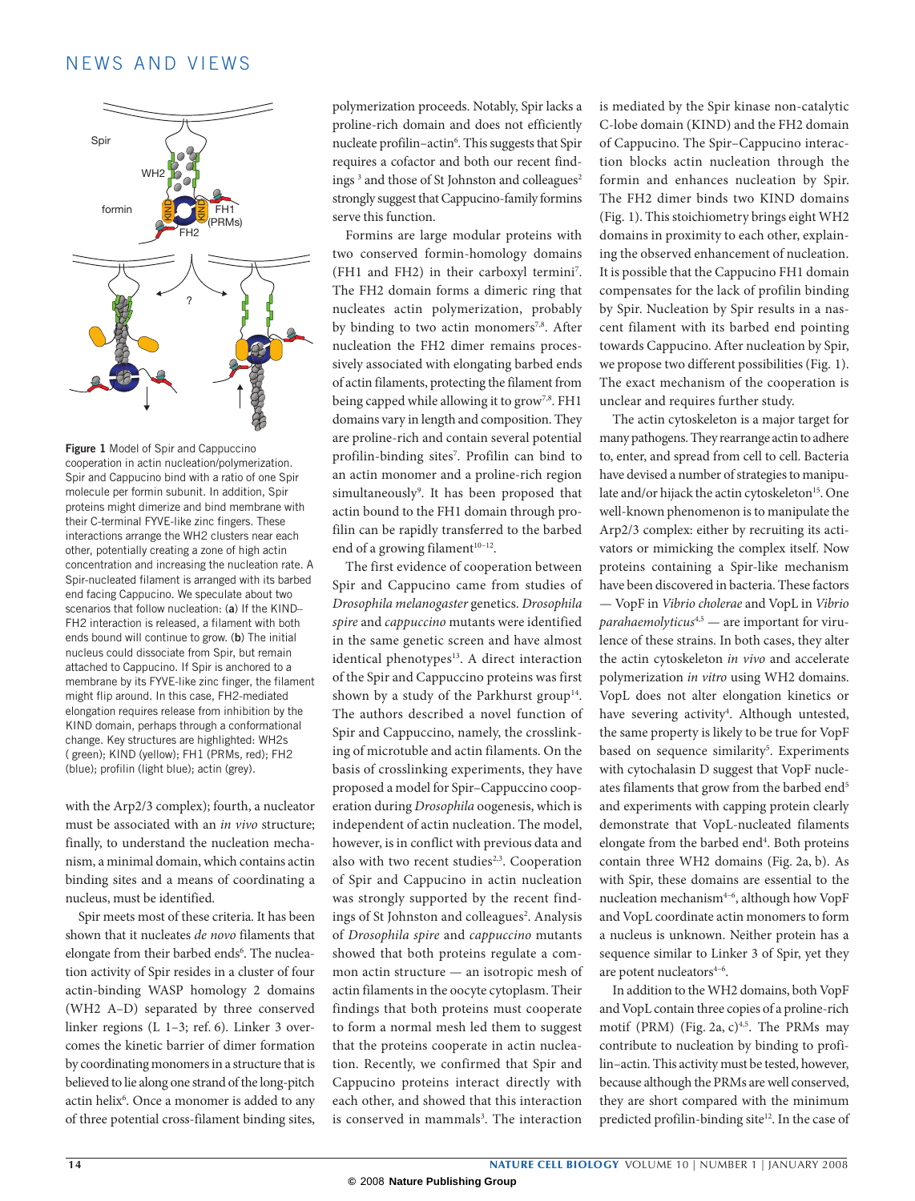**Figure 1** Model of Spir and Cappuccino cooperation in actin nucleation/polymerization. Spir and Cappucino bind with a ratio of one Spir molecule per formin subunit. In addition, Spir proteins might dimerize and bind membrane with their C-terminal FYVE-like zinc fingers. These interactions arrange the WH2 clusters near each other, potentially creating a zone of high actin concentration and increasing the nucleation rate. A Spir-nucleated filament is arranged with its barbed end facing Cappucino. We speculate about two scenarios that follow nucleation: (**a**) If the KIND–FH2 interaction is released, a filament with both ends bound will continue to grow. (**b**) The initial nucleus could dissociate from Spir, but remain attached to Cappucino. If Spir is anchored to a membrane by its FYVE-like zinc finger, the filament might flip around. In this case, FH2-mediated elongation requires release from inhibition by the KIND domain, perhaps through a conformational change. Key structures are highlighted: WH2s ( green); KIND (yellow); FH1 (PRMs, red); FH2 (blue); profilin (light blue); actin (grey).

with the Arp2/3 complex); fourth, a nucleator must be associated with an *in vivo* structure; finally, to understand the nucleation mechanism, a minimal domain, which contains actin binding sites and a means of coordinating a nucleus, must be identified.

Spir meets most of these criteria. It has been shown that it nucleates *de novo* filaments that elongate from their barbed ends[6]. The nucleation activity of Spir resides in a cluster of four actin-binding WASP homology 2 domains (WH2 A–D) separated by three conserved linker regions (L 1–3; ref. 6). Linker 3 overcomes the kinetic barrier of dimer formation by coordinating monomers in a structure that is believed to lie along one strand of the long-pitch actin helix[6]. Once a monomer is added to any of three potential cross-filament binding sites, polymerization proceeds. Notably, Spir lacks a proline-rich domain and does not efficiently nucleate profilin–actin[6]. This suggests that Spir requires a cofactor and both our recent findings [3] and those of St Johnston and colleagues[2] strongly suggest that Cappucino-family formins serve this function.

Formins are large modular proteins with two conserved formin-homology domains (FH1 and FH2) in their carboxyl termini[7]. The FH2 domain forms a dimeric ring that nucleates actin polymerization, probably by binding to two actin monomers[7,8]. After nucleation the FH2 dimer remains processively associated with elongating barbed ends of actin filaments, protecting the filament from being capped while allowing it to grow[7,8]. FH1 domains vary in length and composition. They are proline-rich and contain several potential profilin-binding sites[7]. Profilin can bind to an actin monomer and a proline-rich region simultaneously[9]. It has been proposed that actin bound to the FH1 domain through profilin can be rapidly transferred to the barbed end of a growing filament[10–12].

The first evidence of cooperation between Spir and Cappucino came from studies of *Drosophila melanogaster* genetics. *Drosophila spire* and *cappuccino* mutants were identified in the same genetic screen and have almost identical phenotypes[13]. A direct interaction of the Spir and Cappucino proteins was first shown by a study of the Parkhurst group[14]. The authors described a novel function of Spir and Cappuccino, namely, the crosslinking of microtuble and actin filaments. On the basis of crosslinking experiments, they have proposed a model for Spir–Cappucino cooperation during *Drosophila* oogenesis, which is independent of actin nucleation. The model, however, is in conflict with previous data and also with two recent studies[2,3]. Cooperation of Spir and Cappucino in actin nucleation was strongly supported by the recent findings of St Johnston and colleagues[2]. Analysis of *Drosophila spire* and *cappuccino* mutants showed that both proteins regulate a common actin structure — an isotropic mesh of actin filaments in the oocyte cytoplasm. Their findings that both proteins must cooperate to form a normal mesh led them to suggest that the proteins cooperate in actin nucleation. Recently, we confirmed that Spir and Cappuccino proteins interact directly with each other, and showed that this interaction is conserved in mammals[3]. The interaction is mediated by the Spir kinase non-catalytic C-lobe domain (KIND) and the FH2 domain of Cappucino. The Spir–Cappucino interaction blocks actin nucleation through the formin and enhances nucleation by Spir. The FH2 dimer binds two KIND domains (Fig. 1). This stoichiometry brings eight WH2 domains in proximity to each other, explaining the observed enhancement of nucleation. It is possible that the Cappucino FH1 domain compensates for the lack of profilin binding by Spir. Nucleation by Spir results in a nascent filament with its barbed end pointing towards Cappucino. After nucleation by Spir, we propose two different possibilities (Fig. 1). The exact mechanism of the cooperation is unclear and requires further study.

The actin cytoskeleton is a major target for many pathogens. They rearrange actin to adhere to, enter, and spread from cell to cell. Bacteria have devised a number of strategies to manipulate and/or hijack the actin cytoskeleton[15]. One well-known phenomenon is to manipulate the Arp2/3 complex: either by recruiting its activators or mimicking the complex itself. Now proteins containing a Spir-like mechanism have been discovered in bacteria. These factors — VopF in *Vibrio cholerae* and VopL in *Vibrio parahaemolyticus*[4,5] — are important for virulence of these strains. In both cases, they alter the actin cytoskeleton *in vivo* and accelerate polymerization *in vitro* using WH2 domains. VopL does not alter elongation kinetics or have severing activity[4]. Although untested, the same property is likely to be true for VopF based on sequence similarity[5]. Experiments with cytochalasin D suggest that VopF nucleates filaments that grow from the barbed end[5] and experiments with capping protein clearly demonstrate that VopL-nucleated filaments elongate from the barbed end[4]. Both proteins contain three WH2 domains (Fig. 2a, b). As with Spir, these domains are essential to the nucleation mechanism[4–6], although how VopF and VopL coordinate actin monomers to form a nucleus is unknown. Neither protein has a sequence similar to Linker 3 of Spir, yet they are potent nucleators[4–6].

In addition to the WH2 domains, both VopF and VopL contain three copies of a proline-rich motif (PRM) (Fig. 2a, c)[4,5]. The PRMs may contribute to nucleation by binding to profilin–actin. This activity must be tested, however, because although the PRMs are well conserved, they are short compared with the minimum predicted profilin-binding site[12]. In the case of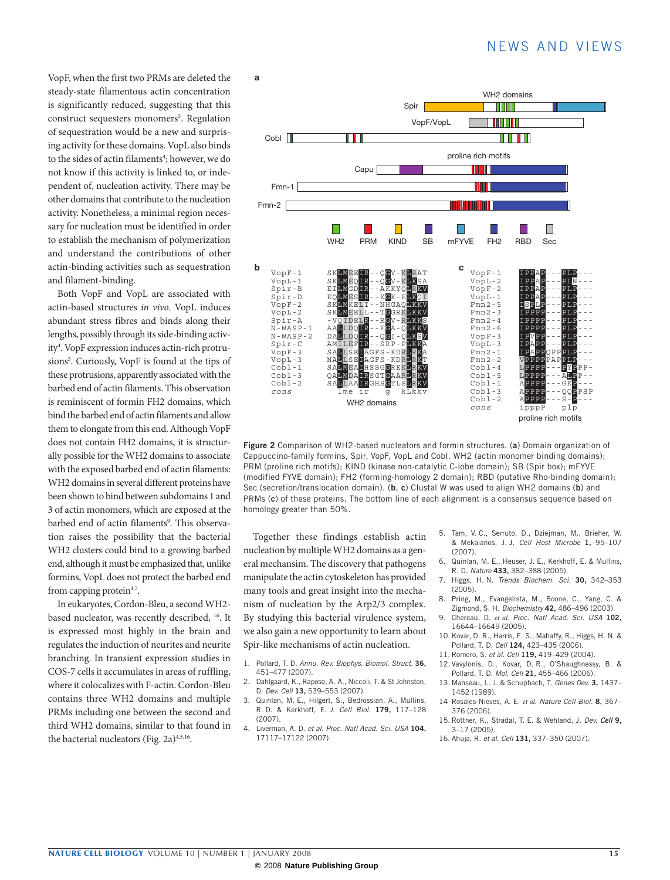VopF, when the first two PRMs are deleted the steady-state filamentous actin concentration is significantly reduced, suggesting that this construct sequesters monomers[5]. Regulation of sequestration would be a new and surprising activity for these domains. VopL also binds to the sides of actin filaments[4]; however, we do not know if this activity is linked to, or independent of, nucleation activity. There may be other domains that contribute to the nucleation activity. Nonetheless, a minimal region necessary for nucleation must be identified in order to establish the mechanism of polymerization and understand the contributions of other actin-binding activities such as sequestration and filament-binding.

Both VopF and VopL are associated with actin-based structures *in vivo*. VopL induces abundant stress fibres and binds along their lengths, possibly through its side-binding activity[4]. VopF expression induces actin-rich protrusions[5]. Curiously, VopF is found at the tips of these protrusions, apparently associated with the barbed end of actin filaments. This observation is reminiscent of formin FH2 domains, which bind the barbed end of actin filaments and allow them to elongate from this end. Although VopF does not contain FH2 domains, it is structurally possible for the WH2 domains to associate with the exposed barbed end of actin filaments: WH2 domains in several different proteins have been shown to bind between subdomains 1 and 3 of actin monomers, which are exposed at the barbed end of actin filaments[9]. This observation raises the possibility that the bacterial WH2 clusters could bind to a growing barbed end, although it must be emphasized that, unlike formins, VopL does not protect the barbed end from capping protein[4,7].

In eukaryotes, Cordon-Bleu, a second WH2-based nucleator, was recently described, [16]. It is expressed most highly in the brain and regulates the induction of neurites and neurite branching. In transient expression studies in COS-7 cells it accumulates in areas of ruffling, where it colocalizes with F-actin. Cordon-Bleu contains three WH2 domains and multiple PRMs including one between the second and third WH2 domains, similar to that found in the bacterial nucleators (Fig. 2a)[4,5,16].

a

WH2 domains
Spir
VopF/VopL
Cobl
proline rich motifs
Capu
Fmn-1
Fmn-2
WH2 PRM KIND SB mFYVE FH2 RBD Sec

b

```
VopF-1   SKLMEEIR--QGV-KLRAT
VopL-1   SKLMEQIR--QGV-KLKSA
Spir-B   EILMGDIR--AKKYQLRKV
Spir-D   EQLMESIR--KGK-ELKQI
VopF-2   SKLMKELI--NHGAQLKKV
VopL-2   SKLMEELL--TGGRKLKKV
Spir-A   -VQIDELR--RGV-RLKKS
N-WASP-1 AALLDQIR--EGA-QLKKV
N-WASP-2 DALLDQIR--QGI-QLKSV
Spir-C   AMILEFIR--SRP-PLKKA
VopF-3   SALLSEIAGFS-KDRLRKA
VopL-3   NALLSEIAGFS-KDRLRKT
Cobl-1   SALMEAIHSSGGREKLRKV
Cobl-3   QALMDAIRSGTGAARLRKV
Cobl-2   SALAAAIRGHSGTLSLRKV
cons       lme ir    g  kLkkv
```

WH2 domains

c

```
VopF-1   IPPAP---PLP---
VopL-2   IPPAP---PLN---
VopF-2   IPPAP---PLP---
VopL-1   IPPAP---PLP---
Fmn2-5   ISPLP---PLP---
Fmn2-3   IPPPP---PLP---
Fmn2-4   IPPPP---PLP---
Fmn2-6   IPPPP---PLP---
VopF-3   IPVPP---PLP---
VopL-3   IPAPP---PLP---
Fmn2-1   IPAPPQPPPLP---
Fmn2-2   VPPPPPAPPLP---
Cobl-4   LPPPP---PYPPP-
Cobl-5   LPPPP---ALPP--
Cobl-1   APPPP---GKP---
Cobl-3   APPPP---QQPPSP
Cobl-2   APPPP---S-P---
cons     ipppP    plp
```

proline rich motifs

**Figure 2** Comparison of WH2-based nucleators and formin structures. (**a**) Domain organization of Cappuccino-family formins, Spir, VopF, VopL and Cobl. WH2 (actin monomer binding domains); PRM (proline rich motifs); KIND (kinase non-catalytic C-lobe domain); SB (Spir box); mFYVE (modified FYVE domain); FH2 (forming-homology 2 domain); RBD (putative Rho-binding domain); Sec (secretion/translocation domain). (**b**, **c**) Clustal W was used to align WH2 domains (**b**) and PRMs (**c**) of these proteins. The bottom line of each alignment is a consensus sequence based on homology greater than 50%.

Together these findings establish actin nucleation by multiple WH2 domains as a general mechanism. The discovery that pathogens manipulate the actin cytoskeleton has provided many tools and great insight into the mechanism of nucleation by the Arp2/3 complex. By studying this bacterial virulence system, we also gain a new opportunity to learn about Spir-like mechanisms of actin nucleation.

1. Pollard, T. D. *Annu. Rev. Biophys. Biomol. Struct.* **36**, 451–477 (2007).
2. Dahlgaard, K., Raposo, A. A., Niccoli, T. & St Johnston, D. *Dev. Cell* **13**, 539–553 (2007).
3. Quinlan, M. E., Hilgert, S., Bedrossian, A., Mullins, R. D. & Kerkhoff, E. *J. Cell Biol.* **179**, 117–128 (2007).
4. Liverman, A. D. *et al. Proc. Natl Acad. Sci. USA* **104**, 17117–17122 (2007).
5. Tam, V. C., Serruto, D., Dziejman, M., Brieher, W. & Mekalanos, J. J. *Cell Host Microbe* **1**, 95–107 (2007).
6. Quinlan, M. E., Heuser, J. E., Kerkhoff, E. & Mullins, R. D. *Nature* **433**, 382–388 (2005).
7. Higgs, H. N. *Trends Biochem. Sci.* **30**, 342–353 (2005).
8. Pring, M., Evangelista, M., Boone, C., Yang, C. & Zigmond, S. H. *Biochemistry* **42**, 486–496 (2003).
9. Chereau, D. *et al. Proc. Natl Acad. Sci. USA* **102**, 16644–16649 (2005).
10. Kovar, D. R., Harris, E. S., Mahaffy, R., Higgs, H. N. & Pollard, T. D. *Cell* **124**, 423–435 (2006).
11. Romero, S. *et al. Cell* **119**, 419–429 (2004).
12. Vavylonis, D., Kovar, D. R., O'Shaughnessy, B. & Pollard, T. D. *Mol. Cell* **21**, 455–466 (2006).
13. Manseau, L. J. & Schupbach, T. *Genes Dev.* **3**, 1437–1452 (1989).
14. Rosales-Nieves, A. E. *et al. Nature Cell Biol.* **8**, 367–376 (2006).
15. Rottner, K., Stradal, T. E. & Wehland, J. *Dev. Cell* **9**, 3–17 (2005).
16. Ahuja, R. *et al. Cell* **131**, 337–350 (2007).